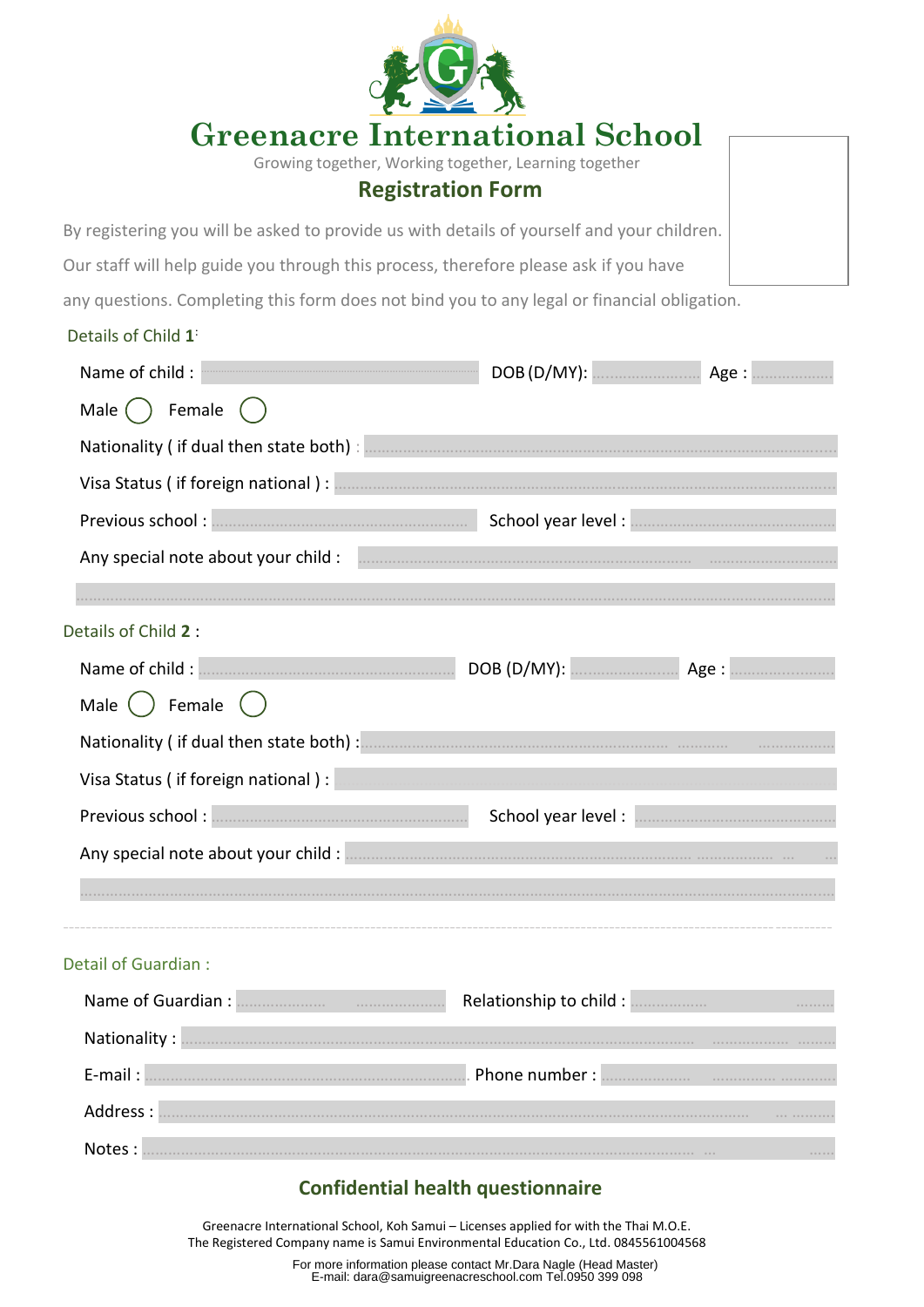# Greenacre International School

Growing together, Working together, Learning together

## Registration Form

By registering you will be asked to provide us with details of yourself and your children. Our staff will help guide you through this process, therefore please ask if you have any questions. Completing this form does not bind you to any legal or financial obligation.

### Details of Child **1**:

Name of child : ........................................ DOB (D/MY): .................... Age : ..............

Male ◯ Female ◯

Nationality ( if dual then state both) : ........................................

Visa Status ( if foreign national ) : ........................................

Previous school : ........................................ School year level : ........................................

Any special note about your child : ........................................

........................................

### Details of Child **2** :

Name of child : ........................................ DOB (D/MY): .................... Age : ..............

Male ◯ Female ◯

Nationality ( if dual then state both) : ........................................

Visa Status ( if foreign national ) : ........................................

Previous school : ........................................ School year level : ........................................

Any special note about your child : ........................................

........................................

### Detail of Guardian :

Name of Guardian : ........................................ Relationship to child : ........................................

Nationality : ........................................

E-mail : ........................................ Phone number : ........................................

Address : ........................................

Notes : ........................................

## Confidential health questionnaire

Greenacre International School, Koh Samui – Licenses applied for with the Thai M.O.E.
The Registered Company name is Samui Environmental Education Co., Ltd. 0845561004568

For more information please contact Mr.Dara Nagle (Head Master)
E-mail: dara@samuigreenacreschool.com Tel.0950 399 098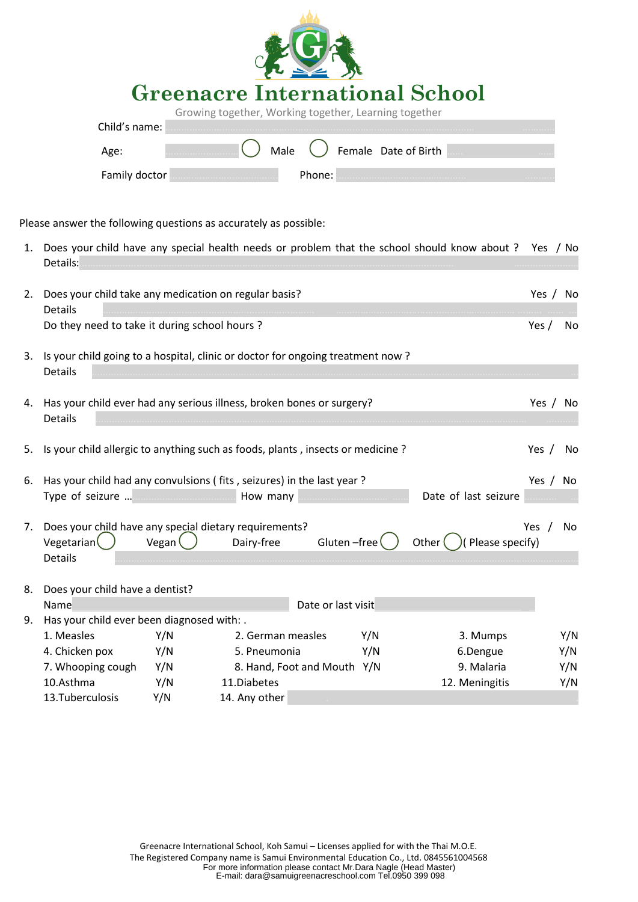# Greenacre International School

Growing together, Working together, Learning together

Child's name: ______________________________

Age: __________ ◯ Male ◯ Female Date of Birth __________

Family doctor __________________ Phone: __________________

Please answer the following questions as accurately as possible:

1. Does your child have any special health needs or problem that the school should know about ? Yes / No
   Details: ______________________________

2. Does your child take any medication on regular basis? Yes / No
   Details ______________________________
   Do they need to take it during school hours ? Yes / No

3. Is your child going to a hospital, clinic or doctor for ongoing treatment now ?
   Details ______________________________

4. Has your child ever had any serious illness, broken bones or surgery? Yes / No
   Details ______________________________

5. Is your child allergic to anything such as foods, plants , insects or medicine ? Yes / No

6. Has your child had any convulsions ( fits , seizures) in the last year ? Yes / No
   Type of seizure … __________ How many __________ Date of last seizure __________

7. Does your child have any special dietary requirements? Yes / No
   Vegetarian ◯ Vegan ◯ Dairy-free Gluten –free ◯ Other ◯ ( Please specify)
   Details ______________________________

8. Does your child have a dentist?
   Name __________________ Date or last visit __________________

9. Has your child ever been diagnosed with: .

| | | | | | |
|---|---|---|---|---|---|
| 1. Measles | Y/N | 2. German measles | Y/N | 3. Mumps | Y/N |
| 4. Chicken pox | Y/N | 5. Pneumonia | Y/N | 6.Dengue | Y/N |
| 7. Whooping cough | Y/N | 8. Hand, Foot and Mouth | Y/N | 9. Malaria | Y/N |
| 10.Asthma | Y/N | 11.Diabetes | | 12. Meningitis | Y/N |
| 13.Tuberculosis | Y/N | 14. Any other | | | |

Greenacre International School, Koh Samui – Licenses applied for with the Thai M.O.E.
The Registered Company name is Samui Environmental Education Co., Ltd. 0845561004568
For more information please contact Mr.Dara Nagle (Head Master)
E-mail: dara@samuigreenacreschool.com Tel.0950 399 098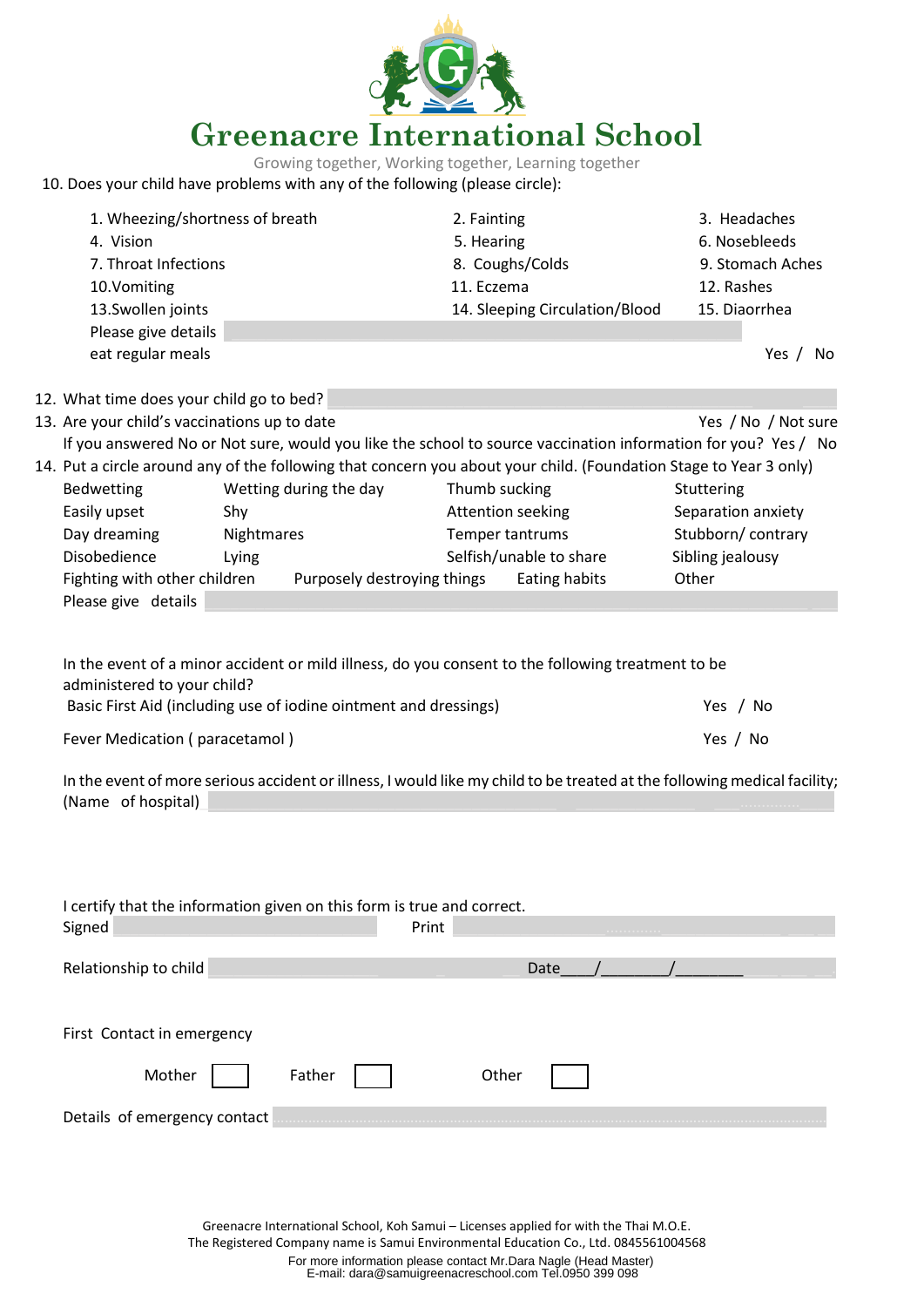# Greenacre International School

Growing together, Working together, Learning together

10. Does your child have problems with any of the following (please circle):

| | | |
|---|---|---|
| 1. Wheezing/shortness of breath | 2. Fainting | 3. Headaches |
| 4. Vision | 5. Hearing | 6. Nosebleeds |
| 7. Throat Infections | 8. Coughs/Colds | 9. Stomach Aches |
| 10. Vomiting | 11. Eczema | 12. Rashes |
| 13. Swollen joints | 14. Sleeping Circulation/Blood | 15. Diaorrhea |

Please give details

eat regular meals Yes / No

12. What time does your child go to bed?
13. Are your child's vaccinations up to date Yes / No / Not sure

    If you answered No or Not sure, would you like the school to source vaccination information for you? Yes / No
14. Put a circle around any of the following that concern you about your child. (Foundation Stage to Year 3 only)

| | | | |
|---|---|---|---|
| Bedwetting | Wetting during the day | Thumb sucking | Stuttering |
| Easily upset | Shy | Attention seeking | Separation anxiety |
| Day dreaming | Nightmares | Temper tantrums | Stubborn/ contrary |
| Disobedience | Lying | Selfish/unable to share | Sibling jealousy |
| Fighting with other children | Purposely destroying things | Eating habits | Other |

Please give details

In the event of a minor accident or mild illness, do you consent to the following treatment to be administered to your child?

Basic First Aid (including use of iodine ointment and dressings) Yes / No

Fever Medication ( paracetamol ) Yes / No

In the event of more serious accident or illness, I would like my child to be treated at the following medical facility; (Name of hospital)

I certify that the information given on this form is true and correct.

Signed Print

Relationship to child Date\_\_\_\_/\_\_\_\_\_\_\_\_/\_\_\_\_\_\_\_\_

First Contact in emergency

Mother ☐ Father ☐ Other ☐

Details of emergency contact

Greenacre International School, Koh Samui – Licenses applied for with the Thai M.O.E.
The Registered Company name is Samui Environmental Education Co., Ltd. 0845561004568
For more information please contact Mr.Dara Nagle (Head Master)
E-mail: dara@samuigreenacreschool.com Tel.0950 399 098